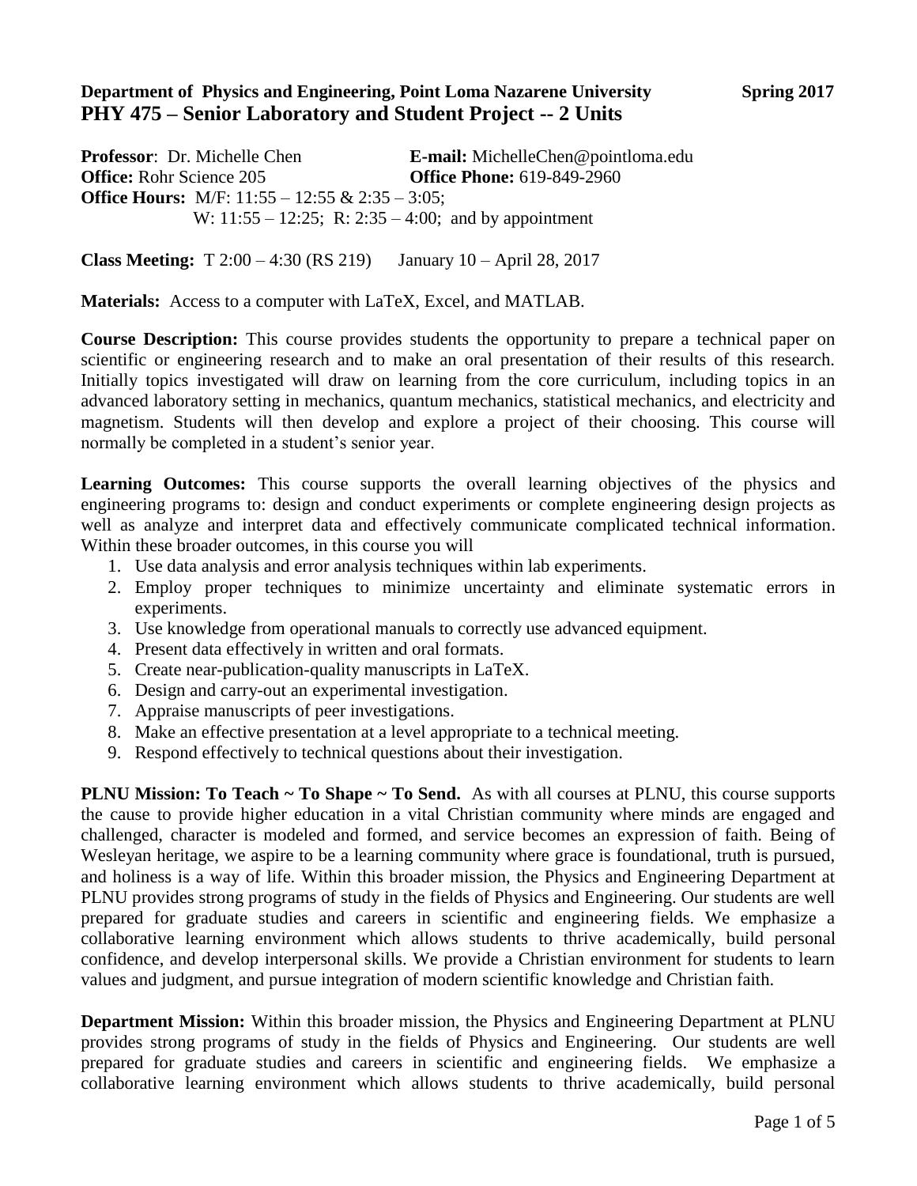**Department of Physics and Engineering, Point Loma Nazarene University** **Spring 2017**

# PHY 475 – Senior Laboratory and Student Project -- 2 Units

**Professor**: Dr. Michelle Chen **E-mail:** MichelleChen@pointloma.edu
**Office:** Rohr Science 205 **Office Phone:** 619-849-2960
**Office Hours:** M/F: 11:55 – 12:55 & 2:35 – 3:05;
W: 11:55 – 12:25; R: 2:35 – 4:00; and by appointment

**Class Meeting:** T 2:00 – 4:30 (RS 219) January 10 – April 28, 2017

**Materials:** Access to a computer with LaTeX, Excel, and MATLAB.

**Course Description:** This course provides students the opportunity to prepare a technical paper on scientific or engineering research and to make an oral presentation of their results of this research. Initially topics investigated will draw on learning from the core curriculum, including topics in an advanced laboratory setting in mechanics, quantum mechanics, statistical mechanics, and electricity and magnetism. Students will then develop and explore a project of their choosing. This course will normally be completed in a student's senior year.

**Learning Outcomes:** This course supports the overall learning objectives of the physics and engineering programs to: design and conduct experiments or complete engineering design projects as well as analyze and interpret data and effectively communicate complicated technical information. Within these broader outcomes, in this course you will

1. Use data analysis and error analysis techniques within lab experiments.
2. Employ proper techniques to minimize uncertainty and eliminate systematic errors in experiments.
3. Use knowledge from operational manuals to correctly use advanced equipment.
4. Present data effectively in written and oral formats.
5. Create near-publication-quality manuscripts in LaTeX.
6. Design and carry-out an experimental investigation.
7. Appraise manuscripts of peer investigations.
8. Make an effective presentation at a level appropriate to a technical meeting.
9. Respond effectively to technical questions about their investigation.

**PLNU Mission: To Teach ~ To Shape ~ To Send.** As with all courses at PLNU, this course supports the cause to provide higher education in a vital Christian community where minds are engaged and challenged, character is modeled and formed, and service becomes an expression of faith. Being of Wesleyan heritage, we aspire to be a learning community where grace is foundational, truth is pursued, and holiness is a way of life. Within this broader mission, the Physics and Engineering Department at PLNU provides strong programs of study in the fields of Physics and Engineering. Our students are well prepared for graduate studies and careers in scientific and engineering fields. We emphasize a collaborative learning environment which allows students to thrive academically, build personal confidence, and develop interpersonal skills. We provide a Christian environment for students to learn values and judgment, and pursue integration of modern scientific knowledge and Christian faith.

**Department Mission:** Within this broader mission, the Physics and Engineering Department at PLNU provides strong programs of study in the fields of Physics and Engineering. Our students are well prepared for graduate studies and careers in scientific and engineering fields. We emphasize a collaborative learning environment which allows students to thrive academically, build personal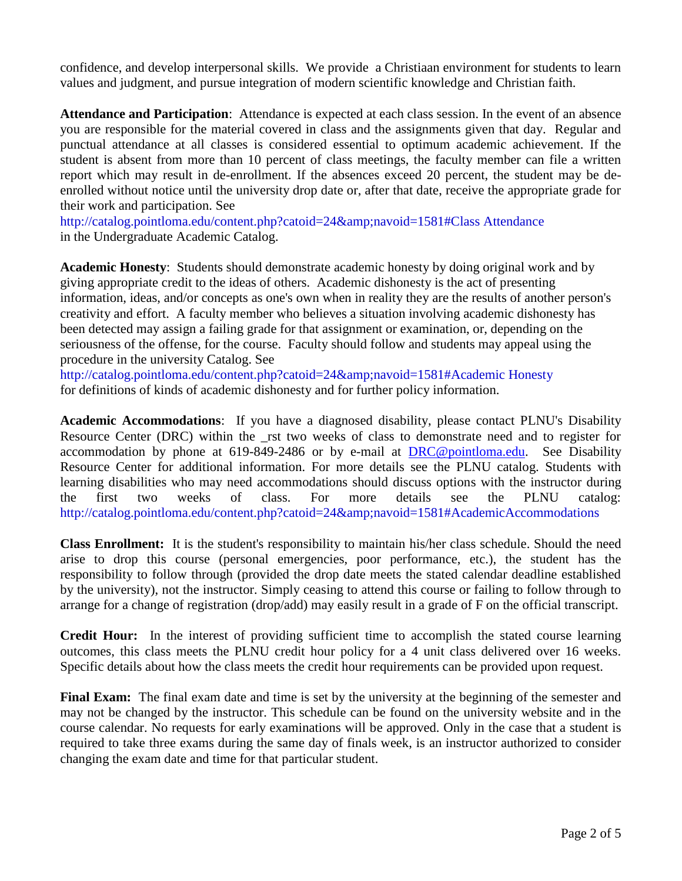confidence, and develop interpersonal skills. We provide a Christiaan environment for students to learn values and judgment, and pursue integration of modern scientific knowledge and Christian faith.

**Attendance and Participation**: Attendance is expected at each class session. In the event of an absence you are responsible for the material covered in class and the assignments given that day. Regular and punctual attendance at all classes is considered essential to optimum academic achievement. If the student is absent from more than 10 percent of class meetings, the faculty member can file a written report which may result in de-enrollment. If the absences exceed 20 percent, the student may be de-enrolled without notice until the university drop date or, after that date, receive the appropriate grade for their work and participation. See http://catalog.pointloma.edu/content.php?catoid=24&amp;navoid=1581#Class Attendance in the Undergraduate Academic Catalog.

**Academic Honesty**: Students should demonstrate academic honesty by doing original work and by giving appropriate credit to the ideas of others. Academic dishonesty is the act of presenting information, ideas, and/or concepts as one's own when in reality they are the results of another person's creativity and effort. A faculty member who believes a situation involving academic dishonesty has been detected may assign a failing grade for that assignment or examination, or, depending on the seriousness of the offense, for the course. Faculty should follow and students may appeal using the procedure in the university Catalog. See http://catalog.pointloma.edu/content.php?catoid=24&amp;navoid=1581#Academic Honesty for definitions of kinds of academic dishonesty and for further policy information.

**Academic Accommodations**: If you have a diagnosed disability, please contact PLNU's Disability Resource Center (DRC) within the _rst two weeks of class to demonstrate need and to register for accommodation by phone at 619-849-2486 or by e-mail at DRC@pointloma.edu. See Disability Resource Center for additional information. For more details see the PLNU catalog. Students with learning disabilities who may need accommodations should discuss options with the instructor during the first two weeks of class. For more details see the PLNU catalog: http://catalog.pointloma.edu/content.php?catoid=24&amp;navoid=1581#AcademicAccommodations

**Class Enrollment:** It is the student's responsibility to maintain his/her class schedule. Should the need arise to drop this course (personal emergencies, poor performance, etc.), the student has the responsibility to follow through (provided the drop date meets the stated calendar deadline established by the university), not the instructor. Simply ceasing to attend this course or failing to follow through to arrange for a change of registration (drop/add) may easily result in a grade of F on the official transcript.

**Credit Hour:** In the interest of providing sufficient time to accomplish the stated course learning outcomes, this class meets the PLNU credit hour policy for a 4 unit class delivered over 16 weeks. Specific details about how the class meets the credit hour requirements can be provided upon request.

**Final Exam:** The final exam date and time is set by the university at the beginning of the semester and may not be changed by the instructor. This schedule can be found on the university website and in the course calendar. No requests for early examinations will be approved. Only in the case that a student is required to take three exams during the same day of finals week, is an instructor authorized to consider changing the exam date and time for that particular student.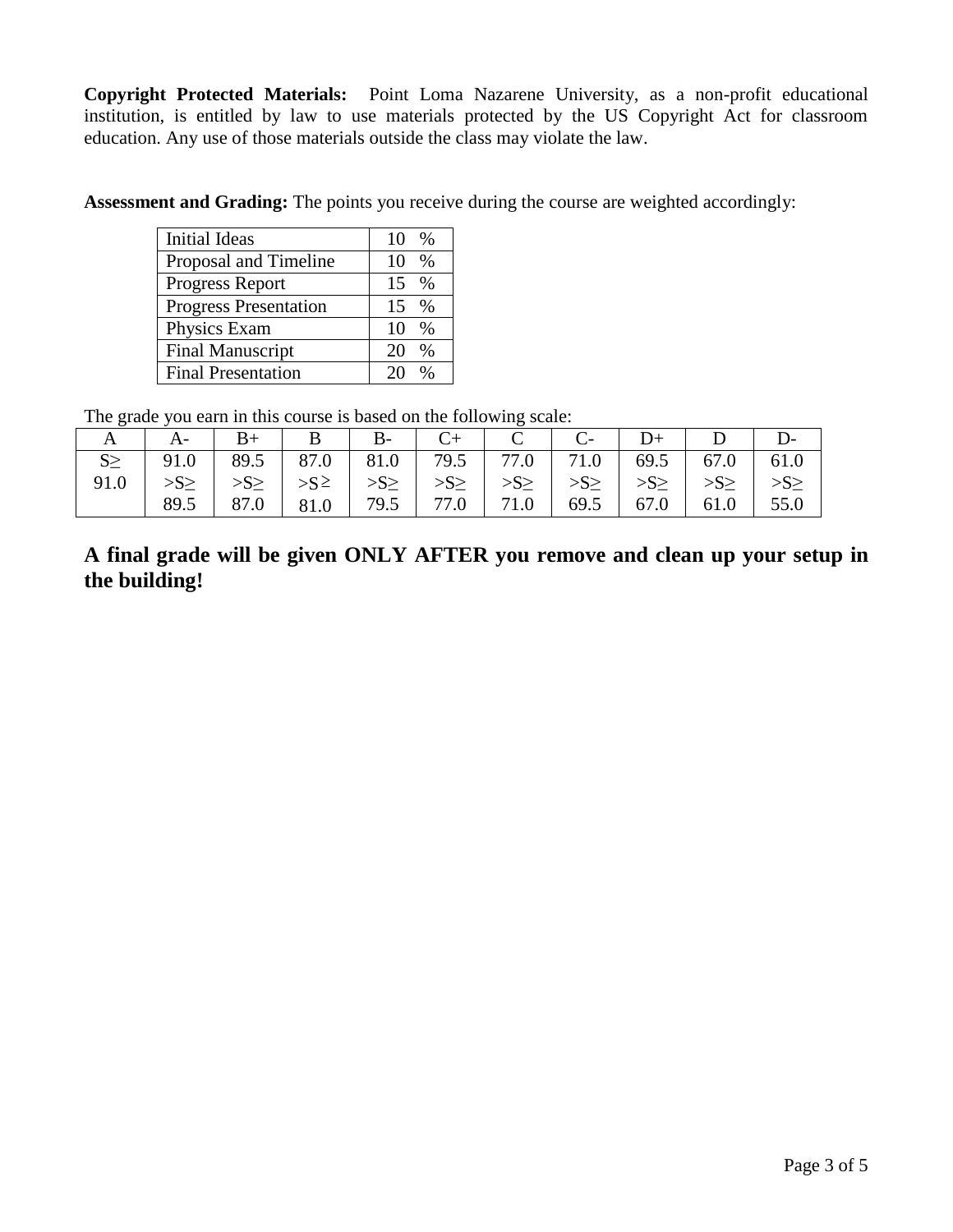**Copyright Protected Materials:** Point Loma Nazarene University, as a non-profit educational institution, is entitled by law to use materials protected by the US Copyright Act for classroom education. Any use of those materials outside the class may violate the law.

**Assessment and Grading:** The points you receive during the course are weighted accordingly:

| | |
|---|---|
| Initial Ideas | 10 % |
| Proposal and Timeline | 10 % |
| Progress Report | 15 % |
| Progress Presentation | 15 % |
| Physics Exam | 10 % |
| Final Manuscript | 20 % |
| Final Presentation | 20 % |

The grade you earn in this course is based on the following scale:

| A | A- | B+ | B | B- | C+ | C | C- | D+ | D | D- |
|---|---|---|---|---|---|---|---|---|---|---|
| S≥ 91.0 | 91.0 >S≥ 89.5 | 89.5 >S≥ 87.0 | 87.0 >S≥ 81.0 | 81.0 >S≥ 79.5 | 79.5 >S≥ 77.0 | 77.0 >S≥ 71.0 | 71.0 >S≥ 69.5 | 69.5 >S≥ 67.0 | 67.0 >S≥ 61.0 | 61.0 >S≥ 55.0 |

**A final grade will be given ONLY AFTER you remove and clean up your setup in the building!**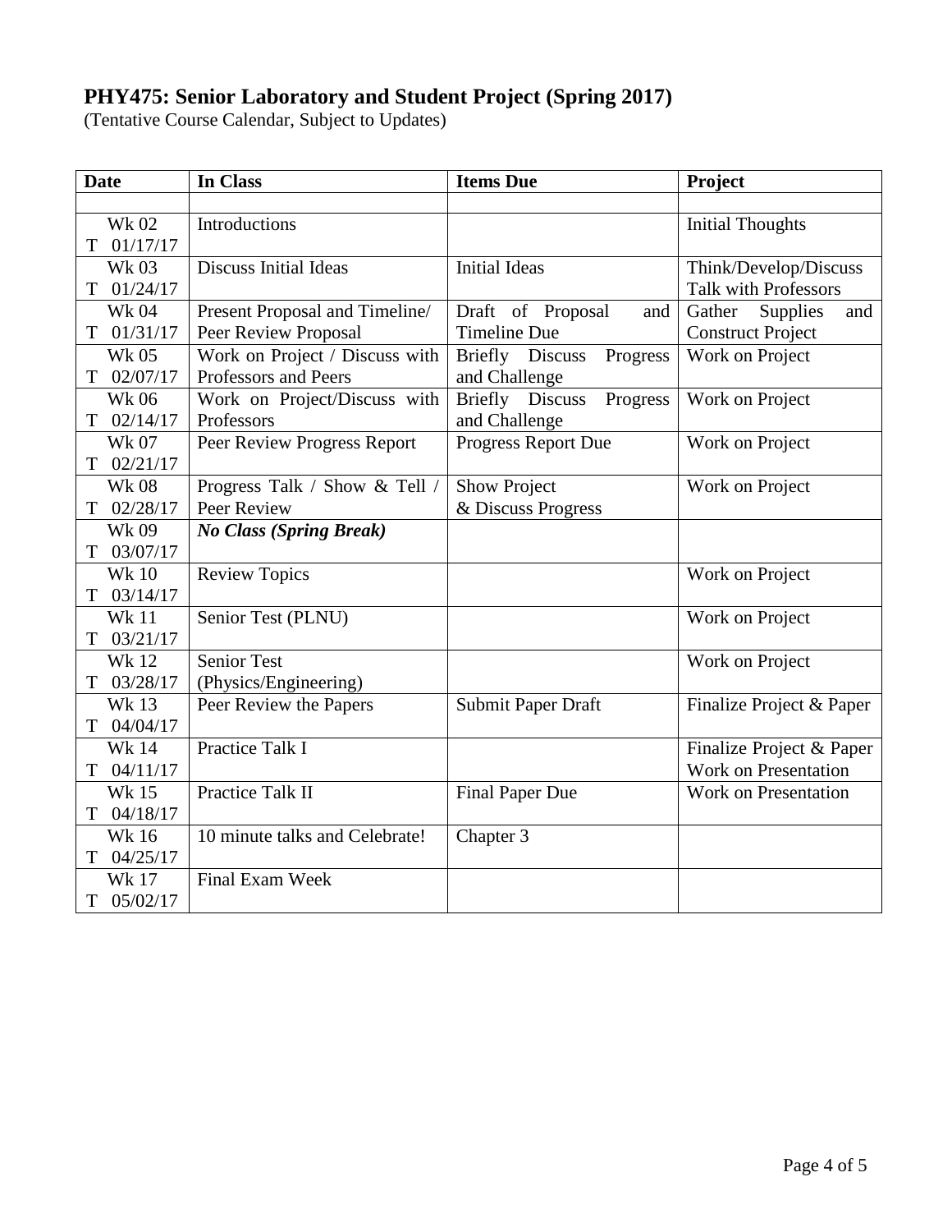**PHY475: Senior Laboratory and Student Project (Spring 2017)**

(Tentative Course Calendar, Subject to Updates)

| Date | In Class | Items Due | Project |
|---|---|---|---|
| | | | |
| Wk 02 T 01/17/17 | Introductions | | Initial Thoughts |
| Wk 03 T 01/24/17 | Discuss Initial Ideas | Initial Ideas | Think/Develop/Discuss Talk with Professors |
| Wk 04 T 01/31/17 | Present Proposal and Timeline/ Peer Review Proposal | Draft of Proposal and Timeline Due | Gather Supplies and Construct Project |
| Wk 05 T 02/07/17 | Work on Project / Discuss with Professors and Peers | Briefly Discuss Progress and Challenge | Work on Project |
| Wk 06 T 02/14/17 | Work on Project/Discuss with Professors | Briefly Discuss Progress and Challenge | Work on Project |
| Wk 07 T 02/21/17 | Peer Review Progress Report | Progress Report Due | Work on Project |
| Wk 08 T 02/28/17 | Progress Talk / Show & Tell / Peer Review | Show Project & Discuss Progress | Work on Project |
| Wk 09 T 03/07/17 | ***No Class (Spring Break)*** | | |
| Wk 10 T 03/14/17 | Review Topics | | Work on Project |
| Wk 11 T 03/21/17 | Senior Test (PLNU) | | Work on Project |
| Wk 12 T 03/28/17 | Senior Test (Physics/Engineering) | | Work on Project |
| Wk 13 T 04/04/17 | Peer Review the Papers | Submit Paper Draft | Finalize Project & Paper |
| Wk 14 T 04/11/17 | Practice Talk I | | Finalize Project & Paper Work on Presentation |
| Wk 15 T 04/18/17 | Practice Talk II | Final Paper Due | Work on Presentation |
| Wk 16 T 04/25/17 | 10 minute talks and Celebrate! | Chapter 3 | |
| Wk 17 T 05/02/17 | Final Exam Week | | |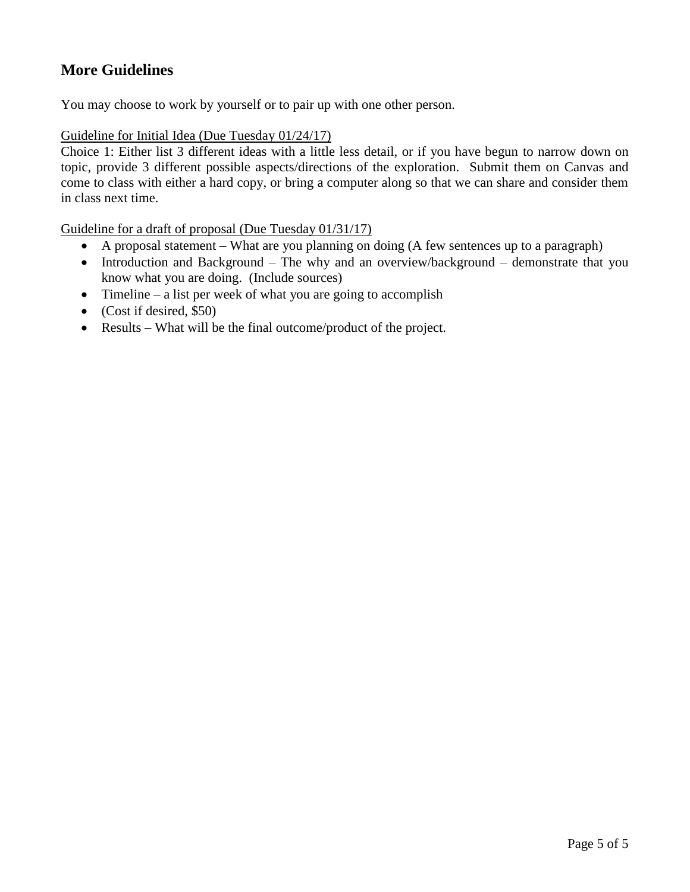## More Guidelines

You may choose to work by yourself or to pair up with one other person.

Guideline for Initial Idea (Due Tuesday 01/24/17)

Choice 1: Either list 3 different ideas with a little less detail, or if you have begun to narrow down on topic, provide 3 different possible aspects/directions of the exploration. Submit them on Canvas and come to class with either a hard copy, or bring a computer along so that we can share and consider them in class next time.

Guideline for a draft of proposal (Due Tuesday 01/31/17)

- A proposal statement – What are you planning on doing (A few sentences up to a paragraph)
- Introduction and Background – The why and an overview/background – demonstrate that you know what you are doing. (Include sources)
- Timeline – a list per week of what you are going to accomplish
- (Cost if desired, $50)
- Results – What will be the final outcome/product of the project.